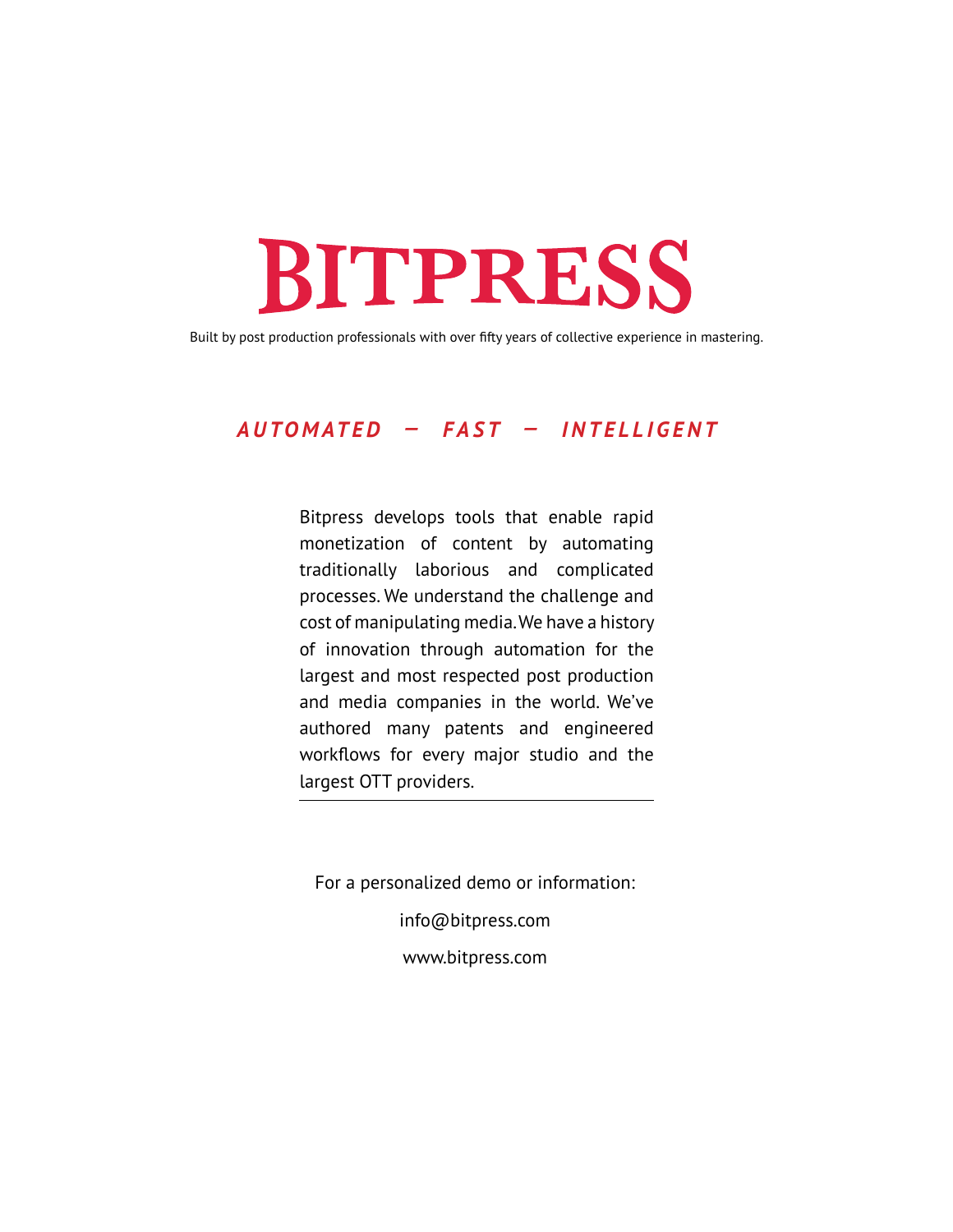# BITPRESS

Built by post production professionals with over fifty years of collective experience in mastering.

***AUTOMATED — FAST — INTELLIGENT***

Bitpress develops tools that enable rapid monetization of content by automating traditionally laborious and complicated processes. We understand the challenge and cost of manipulating media. We have a history of innovation through automation for the largest and most respected post production and media companies in the world. We've authored many patents and engineered workflows for every major studio and the largest OTT providers.

---

For a personalized demo or information:

info@bitpress.com

www.bitpress.com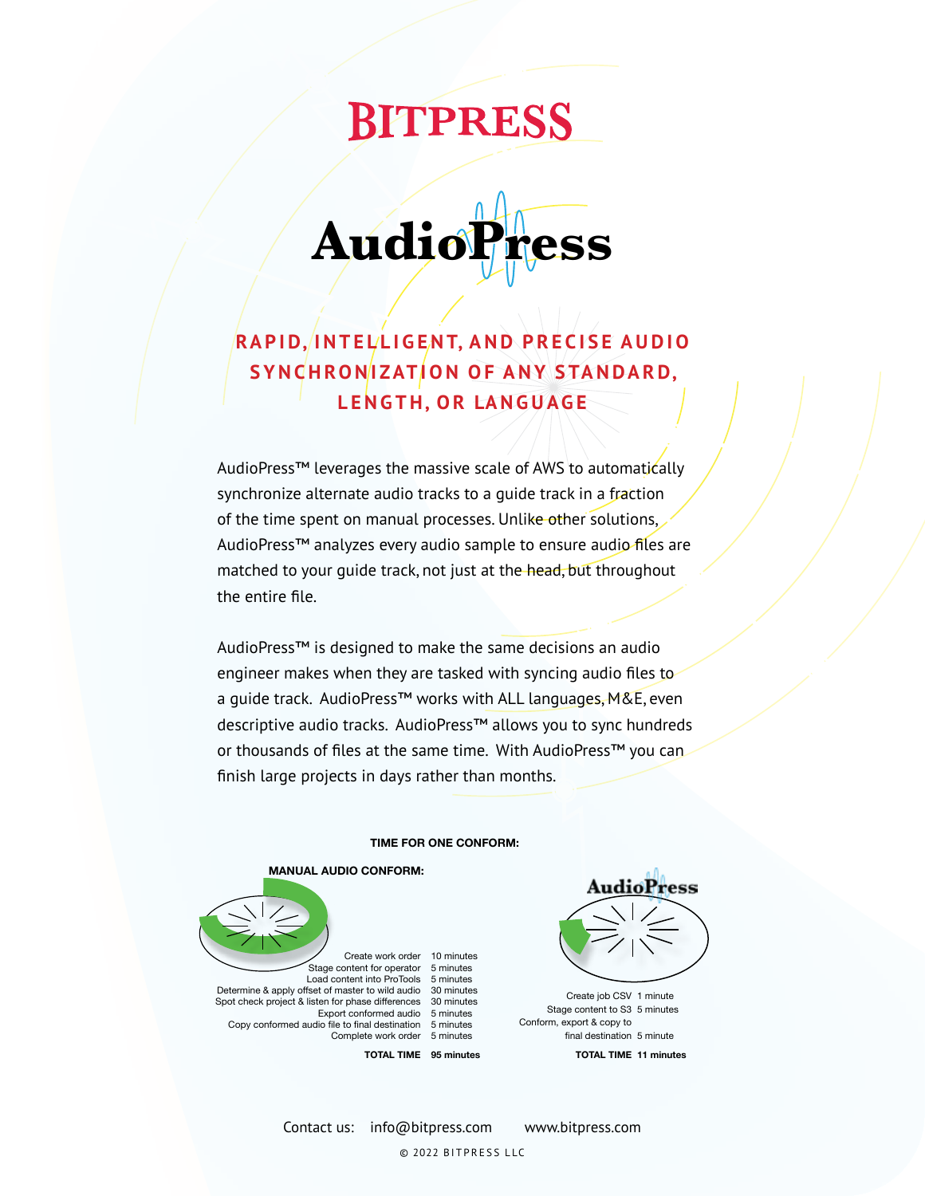# BITPRESS

# AudioPress

## RAPID, INTELLIGENT, AND PRECISE AUDIO SYNCHRONIZATION OF ANY STANDARD, LENGTH, OR LANGUAGE

AudioPress™ leverages the massive scale of AWS to automatically synchronize alternate audio tracks to a guide track in a fraction of the time spent on manual processes. Unlike other solutions, AudioPress™ analyzes every audio sample to ensure audio files are matched to your guide track, not just at the head, but throughout the entire file.

AudioPress™ is designed to make the same decisions an audio engineer makes when they are tasked with syncing audio files to a guide track. AudioPress™ works with ALL languages, M&E, even descriptive audio tracks. AudioPress™ allows you to sync hundreds or thousands of files at the same time. With AudioPress™ you can finish large projects in days rather than months.

**TIME FOR ONE CONFORM:**

**MANUAL AUDIO CONFORM:**

| Task | Time |
|---|---|
| Create work order | 10 minutes |
| Stage content for operator | 5 minutes |
| Load content into ProTools | 5 minutes |
| Determine & apply offset of master to wild audio | 30 minutes |
| Spot check project & listen for phase differences | 30 minutes |
| Export conformed audio | 5 minutes |
| Copy conformed audio file to final destination | 5 minutes |
| Complete work order | 5 minutes |
| **TOTAL TIME** | **95 minutes** |

**AudioPress**

| Task | Time |
|---|---|
| Create job CSV | 1 minute |
| Stage content to S3 | 5 minutes |
| Conform, export & copy to final destination | 5 minute |
| **TOTAL TIME** | **11 minutes** |

Contact us: info@bitpress.com www.bitpress.com

© 2022 BITPRESS LLC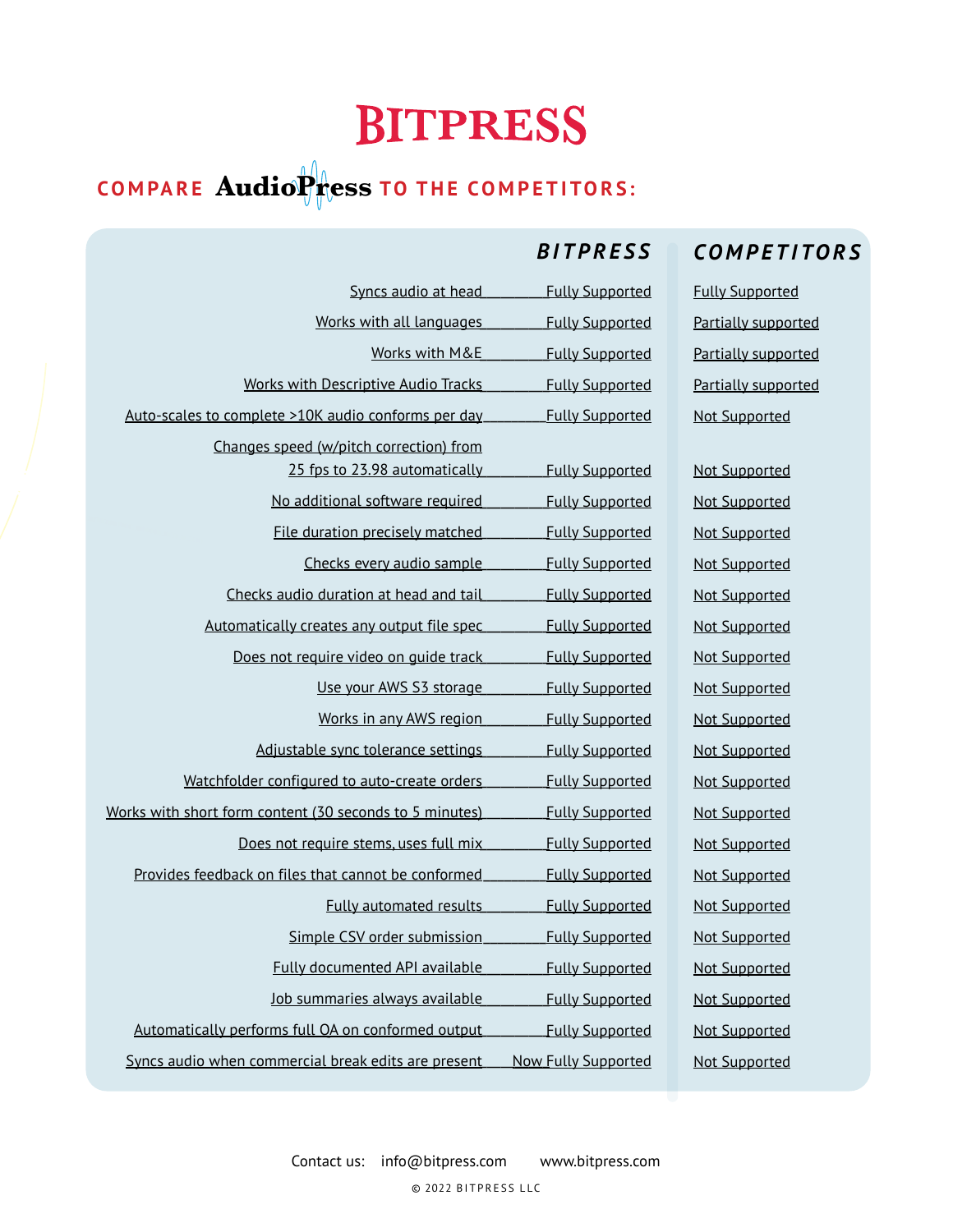# BITPRESS

## COMPARE AudioPress TO THE COMPETITORS:

| | BITPRESS | COMPETITORS |
|---|---|---|
| Syncs audio at head | Fully Supported | Fully Supported |
| Works with all languages | Fully Supported | Partially supported |
| Works with M&E | Fully Supported | Partially supported |
| Works with Descriptive Audio Tracks | Fully Supported | Partially supported |
| Auto-scales to complete >10K audio conforms per day | Fully Supported | Not Supported |
| Changes speed (w/pitch correction) from 25 fps to 23.98 automatically | Fully Supported | Not Supported |
| No additional software required | Fully Supported | Not Supported |
| File duration precisely matched | Fully Supported | Not Supported |
| Checks every audio sample | Fully Supported | Not Supported |
| Checks audio duration at head and tail | Fully Supported | Not Supported |
| Automatically creates any output file spec | Fully Supported | Not Supported |
| Does not require video on guide track | Fully Supported | Not Supported |
| Use your AWS S3 storage | Fully Supported | Not Supported |
| Works in any AWS region | Fully Supported | Not Supported |
| Adjustable sync tolerance settings | Fully Supported | Not Supported |
| Watchfolder configured to auto-create orders | Fully Supported | Not Supported |
| Works with short form content (30 seconds to 5 minutes) | Fully Supported | Not Supported |
| Does not require stems, uses full mix | Fully Supported | Not Supported |
| Provides feedback on files that cannot be conformed | Fully Supported | Not Supported |
| Fully automated results | Fully Supported | Not Supported |
| Simple CSV order submission | Fully Supported | Not Supported |
| Fully documented API available | Fully Supported | Not Supported |
| Job summaries always available | Fully Supported | Not Supported |
| Automatically performs full QA on conformed output | Fully Supported | Not Supported |
| Syncs audio when commercial break edits are present | Now Fully Supported | Not Supported |

Contact us: info@bitpress.com www.bitpress.com

© 2022 BITPRESS LLC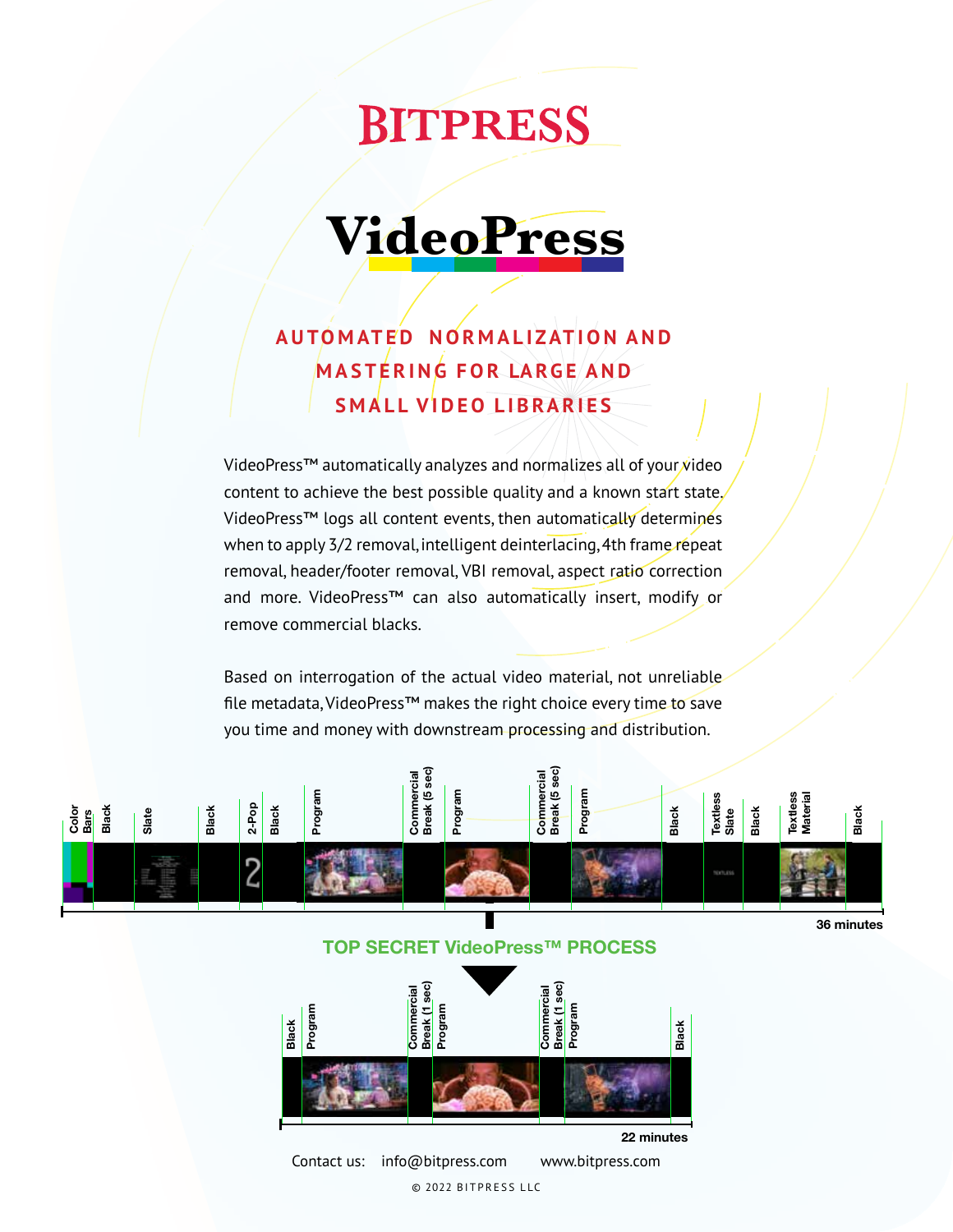# BITPRESS

# VideoPress

## AUTOMATED NORMALIZATION AND MASTERING FOR LARGE AND SMALL VIDEO LIBRARIES

VideoPress™ automatically analyzes and normalizes all of your video content to achieve the best possible quality and a known start state. VideoPress™ logs all content events, then automatically determines when to apply 3/2 removal, intelligent deinterlacing, 4th frame repeat removal, header/footer removal, VBI removal, aspect ratio correction and more. VideoPress™ can also automatically insert, modify or remove commercial blacks.

Based on interrogation of the actual video material, not unreliable file metadata, VideoPress™ makes the right choice every time to save you time and money with downstream processing and distribution.

Color Bars | Black | Slate | Black | 2-Pop | Black | Program | Commercial Break (5 sec) | Program | Commercial Break (5 sec) | Program | Black | Textless Slate | Black | Textless Material | Black

36 minutes

**TOP SECRET VideoPress™ PROCESS**

Black | Program | Commercial Break (1 sec) | Program | Commercial Break (1 sec) | Program | Black

22 minutes

Contact us: info@bitpress.com www.bitpress.com

© 2022 BITPRESS LLC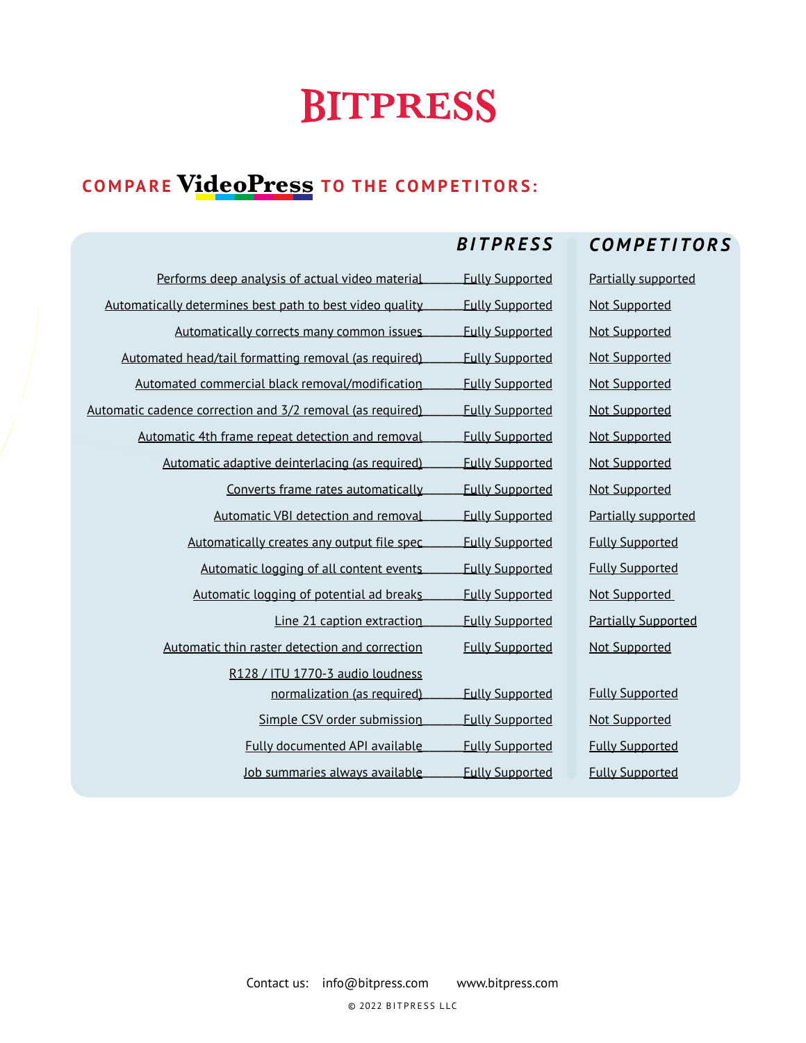# BITPRESS

## COMPARE VideoPress TO THE COMPETITORS:

| | BITPRESS | COMPETITORS |
|---|---|---|
| Performs deep analysis of actual video material | Fully Supported | Partially supported |
| Automatically determines best path to best video quality | Fully Supported | Not Supported |
| Automatically corrects many common issues | Fully Supported | Not Supported |
| Automated head/tail formatting removal (as required) | Fully Supported | Not Supported |
| Automated commercial black removal/modification | Fully Supported | Not Supported |
| Automatic cadence correction and 3/2 removal (as required) | Fully Supported | Not Supported |
| Automatic 4th frame repeat detection and removal | Fully Supported | Not Supported |
| Automatic adaptive deinterlacing (as required) | Fully Supported | Not Supported |
| Converts frame rates automatically | Fully Supported | Not Supported |
| Automatic VBI detection and removal | Fully Supported | Partially supported |
| Automatically creates any output file spec | Fully Supported | Fully Supported |
| Automatic logging of all content events | Fully Supported | Fully Supported |
| Automatic logging of potential ad breaks | Fully Supported | Not Supported |
| Line 21 caption extraction | Fully Supported | Partially Supported |
| Automatic thin raster detection and correction | Fully Supported | Not Supported |
| R128 / ITU 1770-3 audio loudness normalization (as required) | Fully Supported | Fully Supported |
| Simple CSV order submission | Fully Supported | Not Supported |
| Fully documented API available | Fully Supported | Fully Supported |
| Job summaries always available | Fully Supported | Fully Supported |

Contact us: info@bitpress.com www.bitpress.com

© 2022 BITPRESS LLC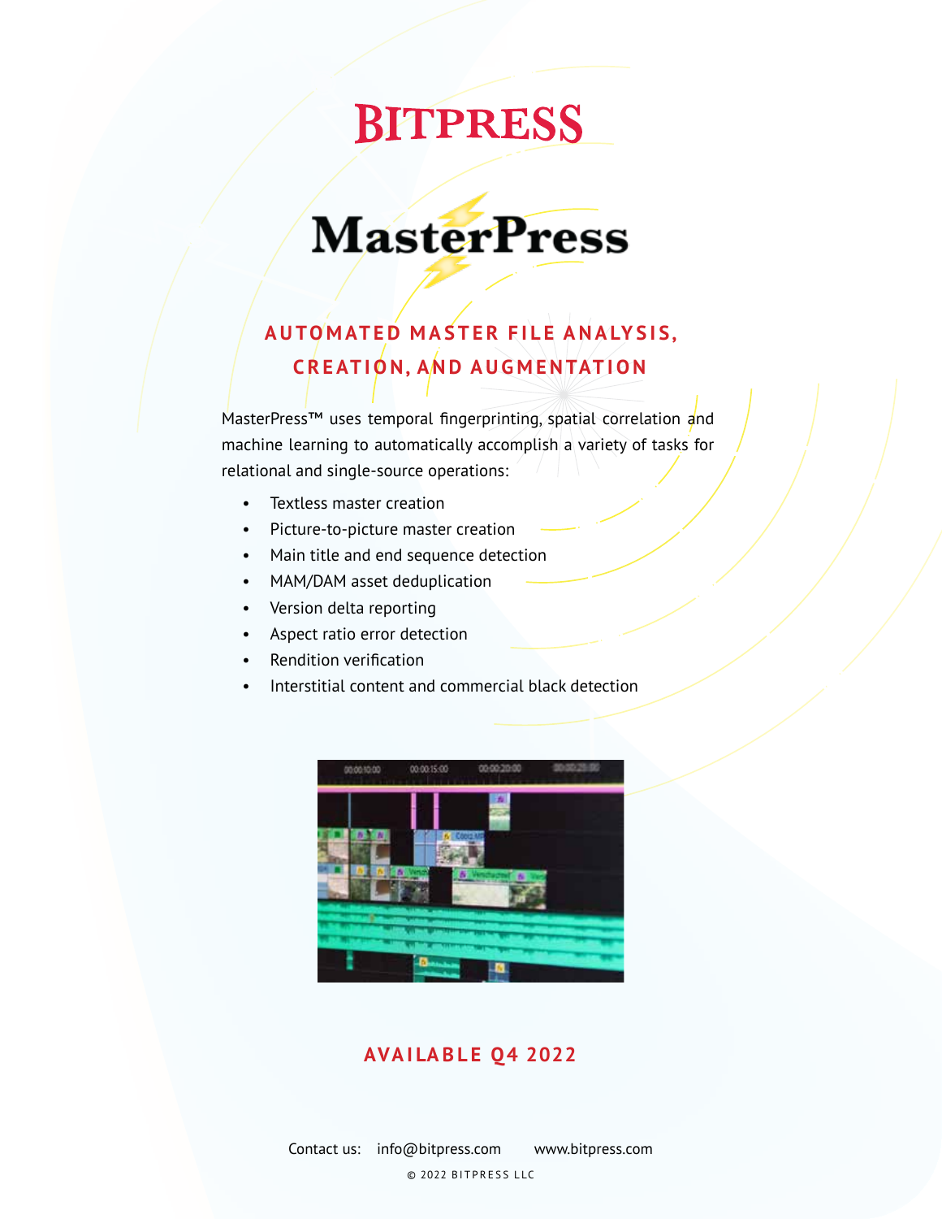# BITPRESS

## MasterPress

### AUTOMATED MASTER FILE ANALYSIS, CREATION, AND AUGMENTATION

MasterPress™ uses temporal fingerprinting, spatial correlation and machine learning to automatically accomplish a variety of tasks for relational and single-source operations:

- Textless master creation
- Picture-to-picture master creation
- Main title and end sequence detection
- MAM/DAM asset deduplication
- Version delta reporting
- Aspect ratio error detection
- Rendition verification
- Interstitial content and commercial black detection

### AVAILABLE Q4 2022

Contact us: info@bitpress.com www.bitpress.com

© 2022 BITPRESS LLC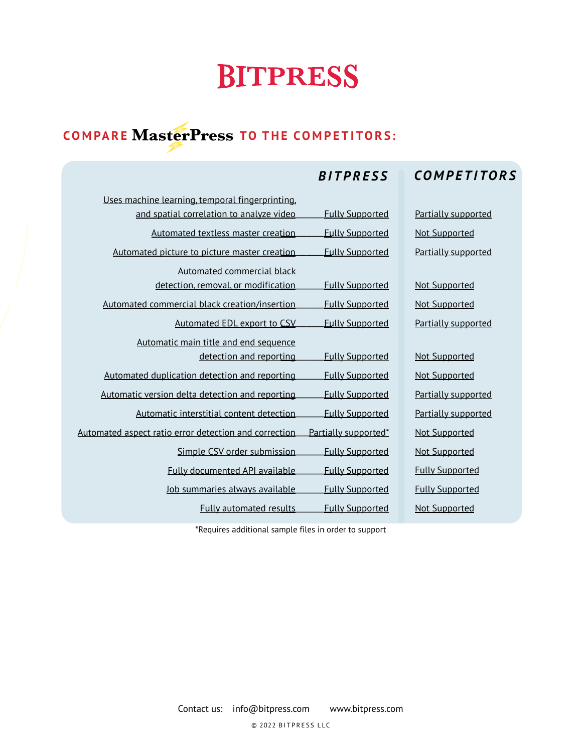# BITPRESS

## COMPARE MasterPress TO THE COMPETITORS:

| | BITPRESS | COMPETITORS |
|---|---|---|
| Uses machine learning, temporal fingerprinting, and spatial correlation to analyze video | Fully Supported | Partially supported |
| Automated textless master creation | Fully Supported | Not Supported |
| Automated picture to picture master creation | Fully Supported | Partially supported |
| Automated commercial black detection, removal, or modification | Fully Supported | Not Supported |
| Automated commercial black creation/insertion | Fully Supported | Not Supported |
| Automated EDL export to CSV | Fully Supported | Partially supported |
| Automatic main title and end sequence detection and reporting | Fully Supported | Not Supported |
| Automated duplication detection and reporting | Fully Supported | Not Supported |
| Automatic version delta detection and reporting | Fully Supported | Partially supported |
| Automatic interstitial content detection | Fully Supported | Partially supported |
| Automated aspect ratio error detection and correction | Partially supported* | Not Supported |
| Simple CSV order submission | Fully Supported | Not Supported |
| Fully documented API available | Fully Supported | Fully Supported |
| Job summaries always available | Fully Supported | Fully Supported |
| Fully automated results | Fully Supported | Not Supported |

*Requires additional sample files in order to support

Contact us: info@bitpress.com www.bitpress.com

© 2022 BITPRESS LLC